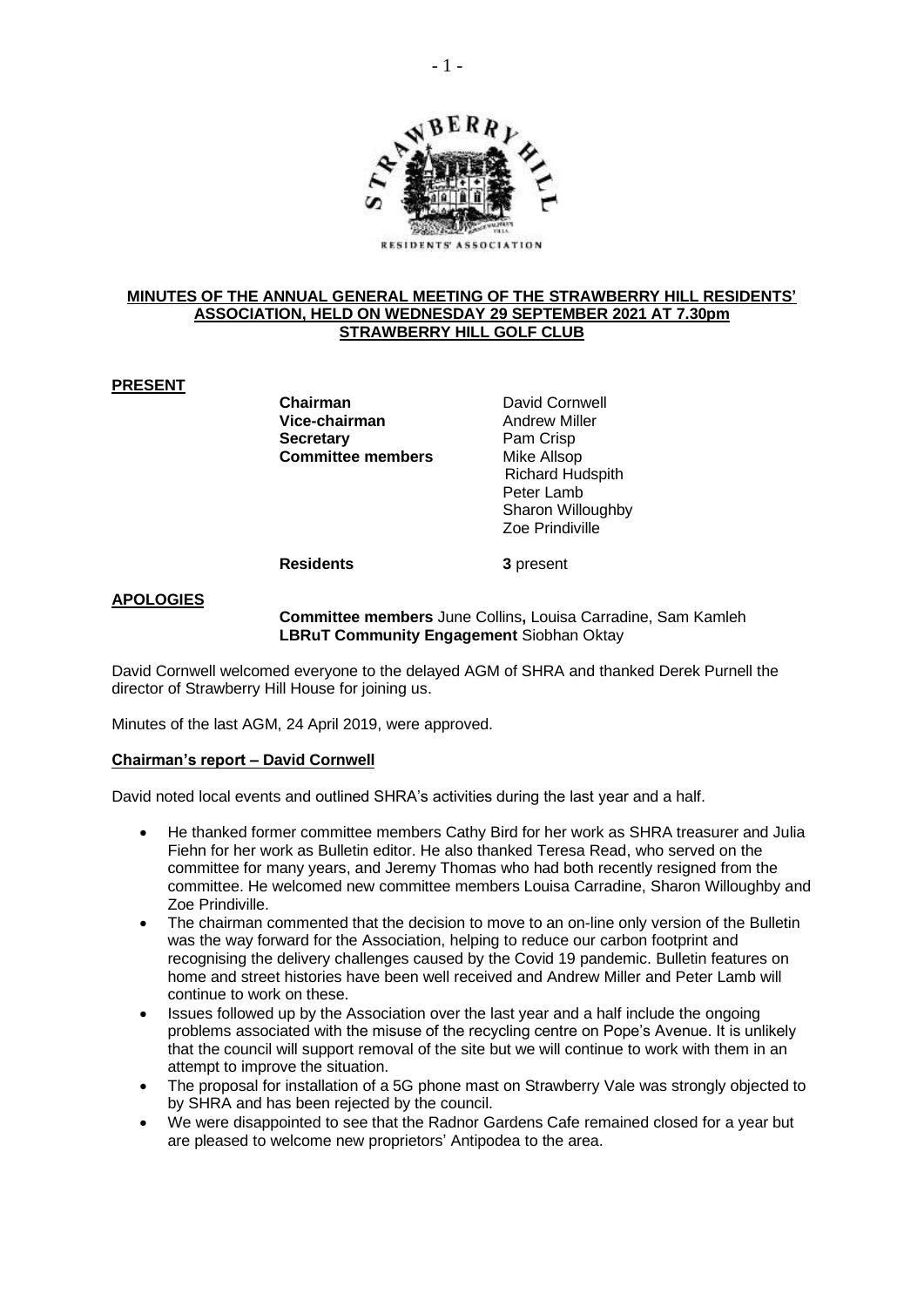## MINUTES OF THE ANNUAL GENERAL MEETING OF THE STRAWBERRY HILL RESIDENTS' ASSOCIATION, HELD ON WEDNESDAY 29 SEPTEMBER 2021 AT 7.30pm STRAWBERRY HILL GOLF CLUB

### PRESENT

| | |
|---|---|
| **Chairman** | David Cornwell |
| **Vice-chairman** | Andrew Miller |
| **Secretary** | Pam Crisp |
| **Committee members** | Mike Allsop |
| | Richard Hudspith |
| | Peter Lamb |
| | Sharon Willoughby |
| | Zoe Prindiville |
| **Residents** | **3** present |

### APOLOGIES

**Committee members** June Collins**,** Louisa Carradine, Sam Kamleh
**LBRuT Community Engagement** Siobhan Oktay

David Cornwell welcomed everyone to the delayed AGM of SHRA and thanked Derek Purnell the director of Strawberry Hill House for joining us.

Minutes of the last AGM, 24 April 2019, were approved.

### Chairman's report – David Cornwell

David noted local events and outlined SHRA's activities during the last year and a half.

- He thanked former committee members Cathy Bird for her work as SHRA treasurer and Julia Fiehn for her work as Bulletin editor. He also thanked Teresa Read, who served on the committee for many years, and Jeremy Thomas who had both recently resigned from the committee. He welcomed new committee members Louisa Carradine, Sharon Willoughby and Zoe Prindiville.
- The chairman commented that the decision to move to an on-line only version of the Bulletin was the way forward for the Association, helping to reduce our carbon footprint and recognising the delivery challenges caused by the Covid 19 pandemic. Bulletin features on home and street histories have been well received and Andrew Miller and Peter Lamb will continue to work on these.
- Issues followed up by the Association over the last year and a half include the ongoing problems associated with the misuse of the recycling centre on Pope's Avenue. It is unlikely that the council will support removal of the site but we will continue to work with them in an attempt to improve the situation.
- The proposal for installation of a 5G phone mast on Strawberry Vale was strongly objected to by SHRA and has been rejected by the council.
- We were disappointed to see that the Radnor Gardens Cafe remained closed for a year but are pleased to welcome new proprietors' Antipodea to the area.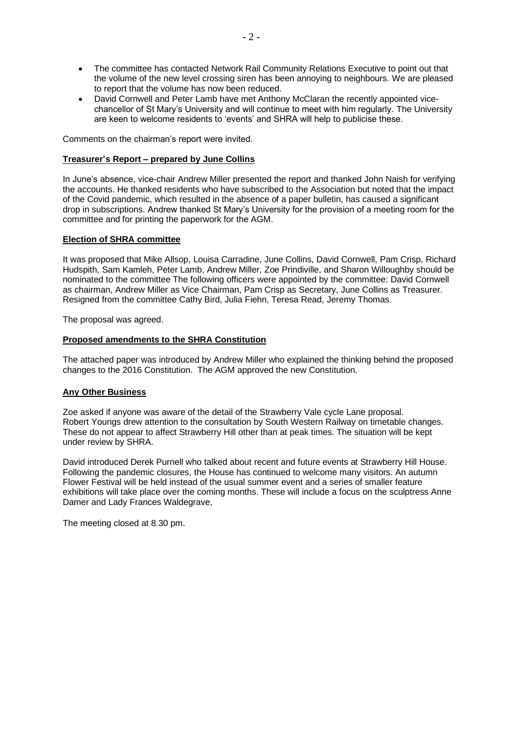- The committee has contacted Network Rail Community Relations Executive to point out that the volume of the new level crossing siren has been annoying to neighbours. We are pleased to report that the volume has now been reduced.
- David Cornwell and Peter Lamb have met Anthony McClaran the recently appointed vice-chancellor of St Mary's University and will continue to meet with him regularly. The University are keen to welcome residents to 'events' and SHRA will help to publicise these.

Comments on the chairman's report were invited.

**Treasurer's Report – prepared by June Collins**

In June's absence, vice-chair Andrew Miller presented the report and thanked John Naish for verifying the accounts. He thanked residents who have subscribed to the Association but noted that the impact of the Covid pandemic, which resulted in the absence of a paper bulletin, has caused a significant drop in subscriptions. Andrew thanked St Mary's University for the provision of a meeting room for the committee and for printing the paperwork for the AGM.

**Election of SHRA committee**

It was proposed that Mike Allsop, Louisa Carradine, June Collins, David Cornwell, Pam Crisp, Richard Hudspith, Sam Kamleh, Peter Lamb, Andrew Miller, Zoe Prindiville, and Sharon Willoughby should be nominated to the committee The following officers were appointed by the committee: David Cornwell as chairman, Andrew Miller as Vice Chairman, Pam Crisp as Secretary, June Collins as Treasurer. Resigned from the committee Cathy Bird, Julia Fiehn, Teresa Read, Jeremy Thomas.

The proposal was agreed.

**Proposed amendments to the SHRA Constitution**

The attached paper was introduced by Andrew Miller who explained the thinking behind the proposed changes to the 2016 Constitution. The AGM approved the new Constitution.

**Any Other Business**

Zoe asked if anyone was aware of the detail of the Strawberry Vale cycle Lane proposal.
Robert Youngs drew attention to the consultation by South Western Railway on timetable changes. These do not appear to affect Strawberry Hill other than at peak times. The situation will be kept under review by SHRA.

David introduced Derek Purnell who talked about recent and future events at Strawberry Hill House. Following the pandemic closures, the House has continued to welcome many visitors. An autumn Flower Festival will be held instead of the usual summer event and a series of smaller feature exhibitions will take place over the coming months. These will include a focus on the sculptress Anne Damer and Lady Frances Waldegrave,

The meeting closed at 8.30 pm.